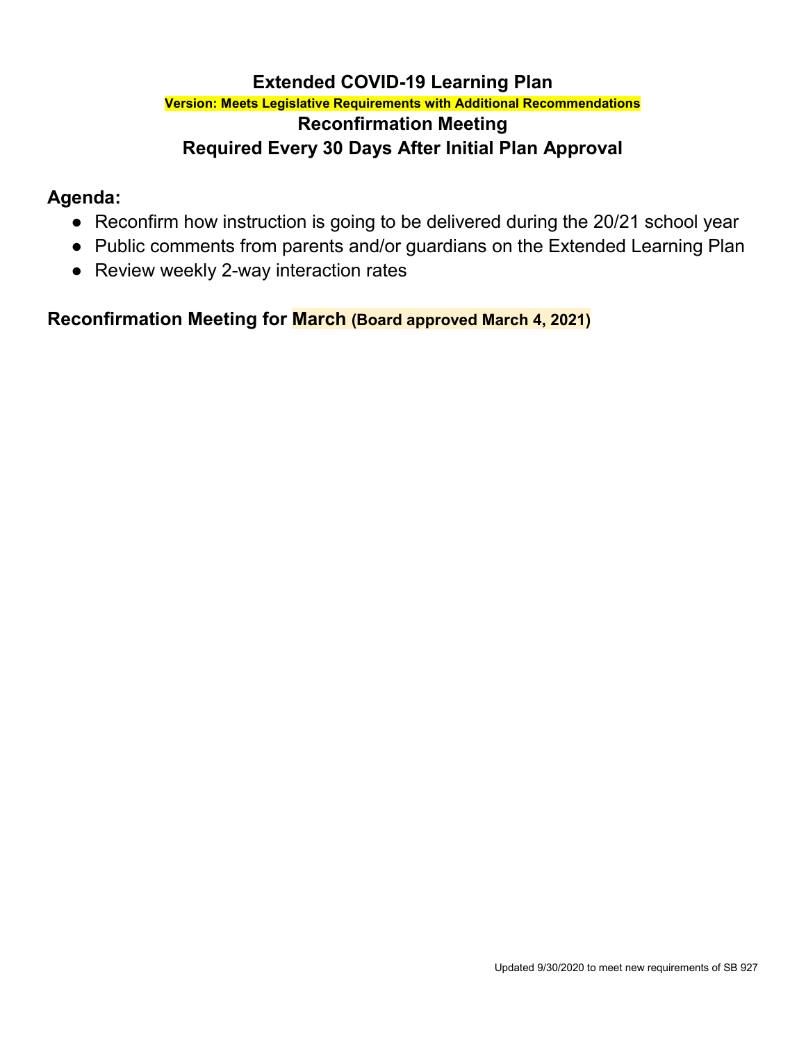# Extended COVID-19 Learning Plan

**Version: Meets Legislative Requirements with Additional Recommendations**

## Reconfirmation Meeting

## Required Every 30 Days After Initial Plan Approval

## Agenda:

- Reconfirm how instruction is going to be delivered during the 20/21 school year
- Public comments from parents and/or guardians on the Extended Learning Plan
- Review weekly 2-way interaction rates

## Reconfirmation Meeting for March (Board approved March 4, 2021)

Updated 9/30/2020 to meet new requirements of SB 927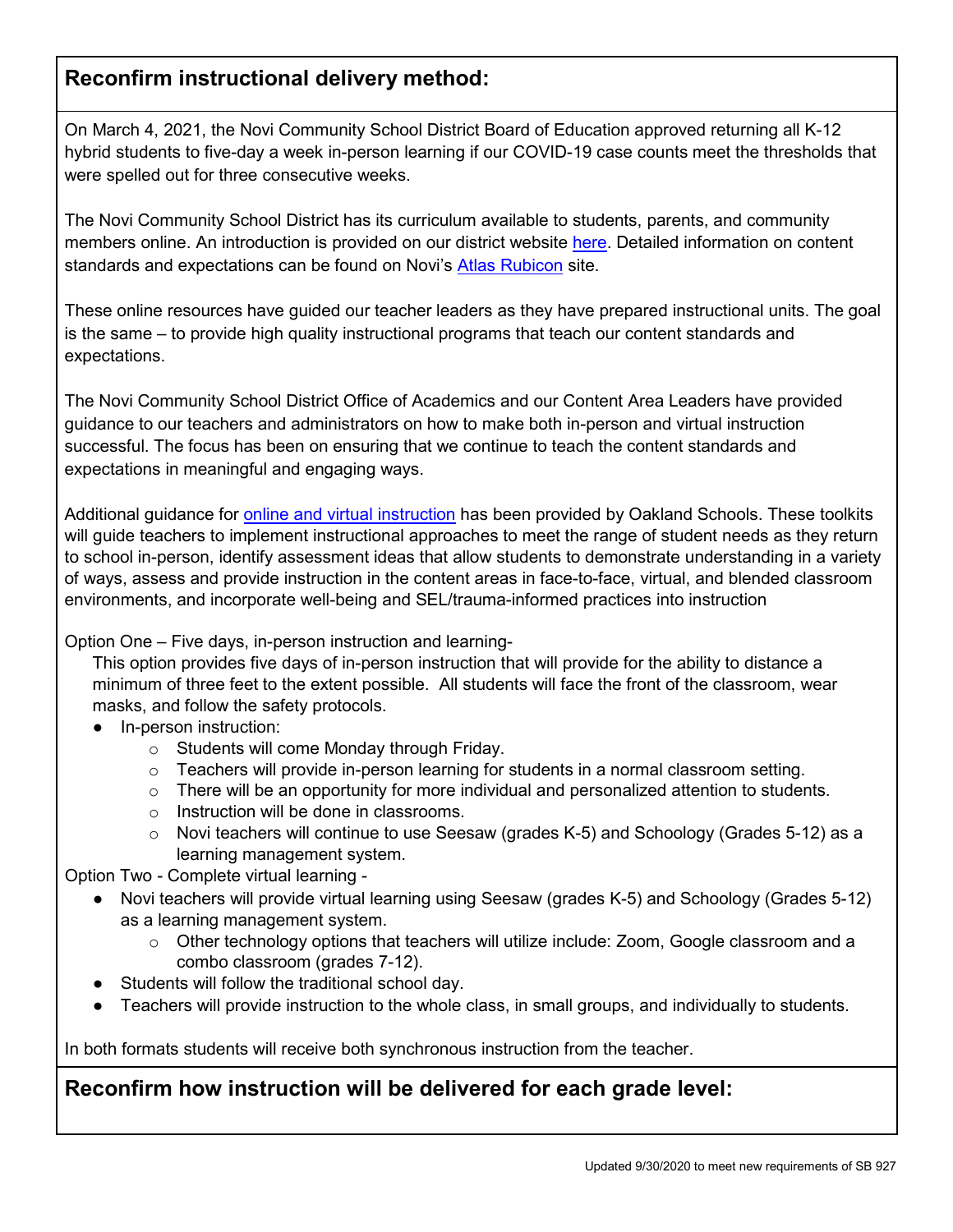## Reconfirm instructional delivery method:

On March 4, 2021, the Novi Community School District Board of Education approved returning all K-12 hybrid students to five-day a week in-person learning if our COVID-19 case counts meet the thresholds that were spelled out for three consecutive weeks.

The Novi Community School District has its curriculum available to students, parents, and community members online. An introduction is provided on our district website [here](). Detailed information on content standards and expectations can be found on Novi's [Atlas Rubicon]() site.

These online resources have guided our teacher leaders as they have prepared instructional units. The goal is the same – to provide high quality instructional programs that teach our content standards and expectations.

The Novi Community School District Office of Academics and our Content Area Leaders have provided guidance to our teachers and administrators on how to make both in-person and virtual instruction successful. The focus has been on ensuring that we continue to teach the content standards and expectations in meaningful and engaging ways.

Additional guidance for [online and virtual instruction]() has been provided by Oakland Schools. These toolkits will guide teachers to implement instructional approaches to meet the range of student needs as they return to school in-person, identify assessment ideas that allow students to demonstrate understanding in a variety of ways, assess and provide instruction in the content areas in face-to-face, virtual, and blended classroom environments, and incorporate well-being and SEL/trauma-informed practices into instruction

Option One – Five days, in-person instruction and learning-

This option provides five days of in-person instruction that will provide for the ability to distance a minimum of three feet to the extent possible. All students will face the front of the classroom, wear masks, and follow the safety protocols.

- In-person instruction:
  - Students will come Monday through Friday.
  - Teachers will provide in-person learning for students in a normal classroom setting.
  - There will be an opportunity for more individual and personalized attention to students.
  - Instruction will be done in classrooms.
  - Novi teachers will continue to use Seesaw (grades K-5) and Schoology (Grades 5-12) as a learning management system.

Option Two - Complete virtual learning -

- Novi teachers will provide virtual learning using Seesaw (grades K-5) and Schoology (Grades 5-12) as a learning management system.
  - Other technology options that teachers will utilize include: Zoom, Google classroom and a combo classroom (grades 7-12).
- Students will follow the traditional school day.
- Teachers will provide instruction to the whole class, in small groups, and individually to students.

In both formats students will receive both synchronous instruction from the teacher.

## Reconfirm how instruction will be delivered for each grade level:

Updated 9/30/2020 to meet new requirements of SB 927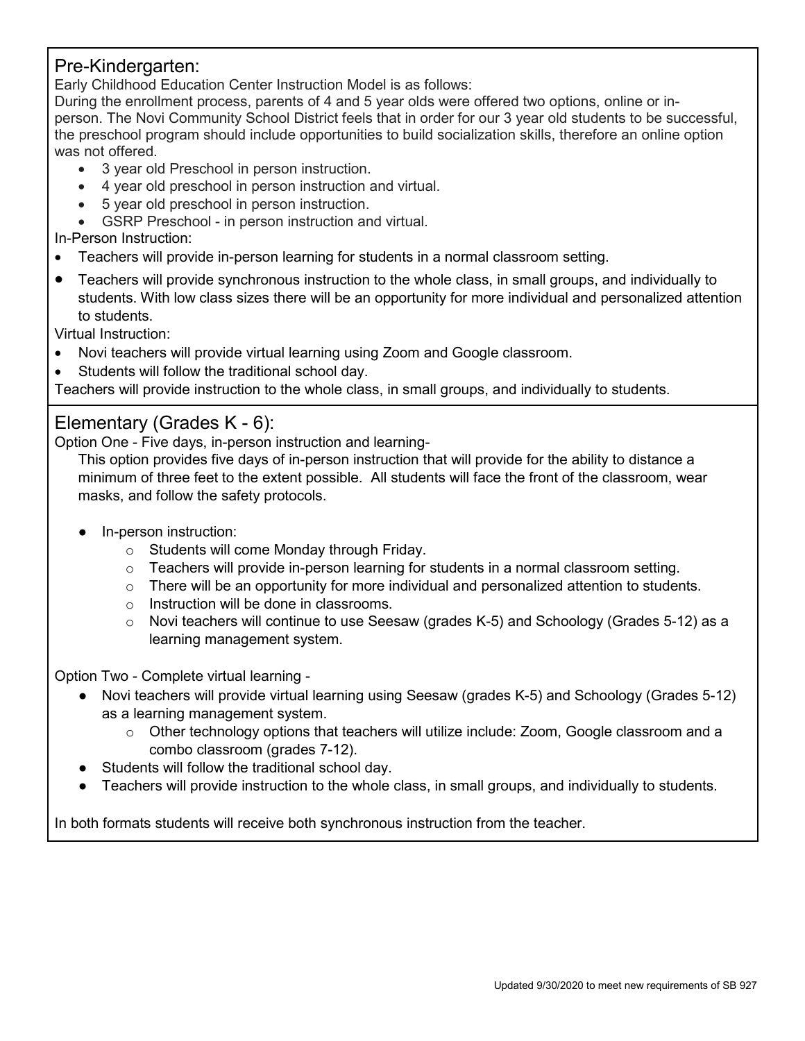## Pre-Kindergarten:

Early Childhood Education Center Instruction Model is as follows:

During the enrollment process, parents of 4 and 5 year olds were offered two options, online or in-person. The Novi Community School District feels that in order for our 3 year old students to be successful, the preschool program should include opportunities to build socialization skills, therefore an online option was not offered.

- 3 year old Preschool in person instruction.
- 4 year old preschool in person instruction and virtual.
- 5 year old preschool in person instruction.
- GSRP Preschool - in person instruction and virtual.

In-Person Instruction:

- Teachers will provide in-person learning for students in a normal classroom setting.
- Teachers will provide synchronous instruction to the whole class, in small groups, and individually to students. With low class sizes there will be an opportunity for more individual and personalized attention to students.

Virtual Instruction:

- Novi teachers will provide virtual learning using Zoom and Google classroom.
- Students will follow the traditional school day.

Teachers will provide instruction to the whole class, in small groups, and individually to students.

## Elementary (Grades K - 6):

Option One - Five days, in-person instruction and learning-

This option provides five days of in-person instruction that will provide for the ability to distance a minimum of three feet to the extent possible. All students will face the front of the classroom, wear masks, and follow the safety protocols.

- In-person instruction:
  - Students will come Monday through Friday.
  - Teachers will provide in-person learning for students in a normal classroom setting.
  - There will be an opportunity for more individual and personalized attention to students.
  - Instruction will be done in classrooms.
  - Novi teachers will continue to use Seesaw (grades K-5) and Schoology (Grades 5-12) as a learning management system.

Option Two - Complete virtual learning -

- Novi teachers will provide virtual learning using Seesaw (grades K-5) and Schoology (Grades 5-12) as a learning management system.
  - Other technology options that teachers will utilize include: Zoom, Google classroom and a combo classroom (grades 7-12).
- Students will follow the traditional school day.
- Teachers will provide instruction to the whole class, in small groups, and individually to students.

In both formats students will receive both synchronous instruction from the teacher.

Updated 9/30/2020 to meet new requirements of SB 927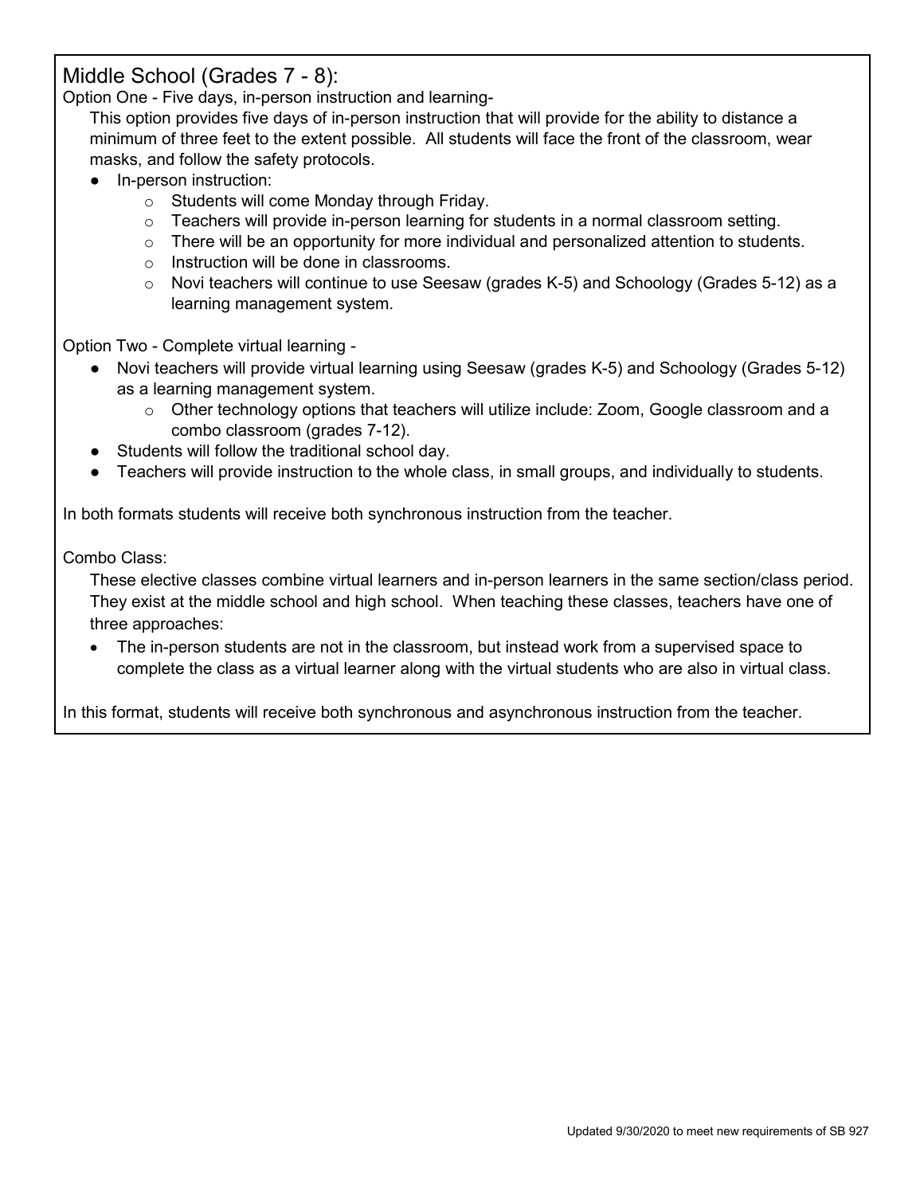## Middle School (Grades 7 - 8):

Option One - Five days, in-person instruction and learning-

This option provides five days of in-person instruction that will provide for the ability to distance a minimum of three feet to the extent possible. All students will face the front of the classroom, wear masks, and follow the safety protocols.

- In-person instruction:
  - Students will come Monday through Friday.
  - Teachers will provide in-person learning for students in a normal classroom setting.
  - There will be an opportunity for more individual and personalized attention to students.
  - Instruction will be done in classrooms.
  - Novi teachers will continue to use Seesaw (grades K-5) and Schoology (Grades 5-12) as a learning management system.

Option Two - Complete virtual learning -

- Novi teachers will provide virtual learning using Seesaw (grades K-5) and Schoology (Grades 5-12) as a learning management system.
  - Other technology options that teachers will utilize include: Zoom, Google classroom and a combo classroom (grades 7-12).
- Students will follow the traditional school day.
- Teachers will provide instruction to the whole class, in small groups, and individually to students.

In both formats students will receive both synchronous instruction from the teacher.

Combo Class:

These elective classes combine virtual learners and in-person learners in the same section/class period. They exist at the middle school and high school. When teaching these classes, teachers have one of three approaches:

- The in-person students are not in the classroom, but instead work from a supervised space to complete the class as a virtual learner along with the virtual students who are also in virtual class.

In this format, students will receive both synchronous and asynchronous instruction from the teacher.

Updated 9/30/2020 to meet new requirements of SB 927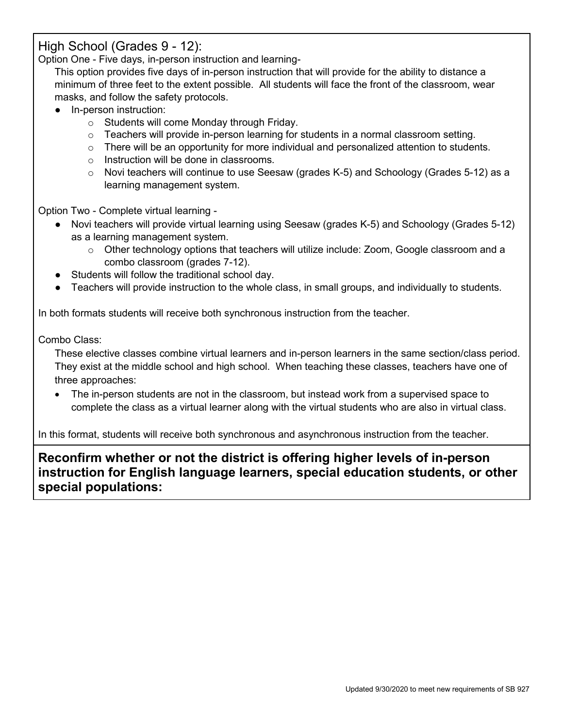## High School (Grades 9 - 12):

Option One - Five days, in-person instruction and learning-

This option provides five days of in-person instruction that will provide for the ability to distance a minimum of three feet to the extent possible. All students will face the front of the classroom, wear masks, and follow the safety protocols.

- In-person instruction:
  - Students will come Monday through Friday.
  - Teachers will provide in-person learning for students in a normal classroom setting.
  - There will be an opportunity for more individual and personalized attention to students.
  - Instruction will be done in classrooms.
  - Novi teachers will continue to use Seesaw (grades K-5) and Schoology (Grades 5-12) as a learning management system.

Option Two - Complete virtual learning -

- Novi teachers will provide virtual learning using Seesaw (grades K-5) and Schoology (Grades 5-12) as a learning management system.
  - Other technology options that teachers will utilize include: Zoom, Google classroom and a combo classroom (grades 7-12).
- Students will follow the traditional school day.
- Teachers will provide instruction to the whole class, in small groups, and individually to students.

In both formats students will receive both synchronous instruction from the teacher.

Combo Class:

These elective classes combine virtual learners and in-person learners in the same section/class period. They exist at the middle school and high school. When teaching these classes, teachers have one of three approaches:

- The in-person students are not in the classroom, but instead work from a supervised space to complete the class as a virtual learner along with the virtual students who are also in virtual class.

In this format, students will receive both synchronous and asynchronous instruction from the teacher.

**Reconfirm whether or not the district is offering higher levels of in-person instruction for English language learners, special education students, or other special populations:**

Updated 9/30/2020 to meet new requirements of SB 927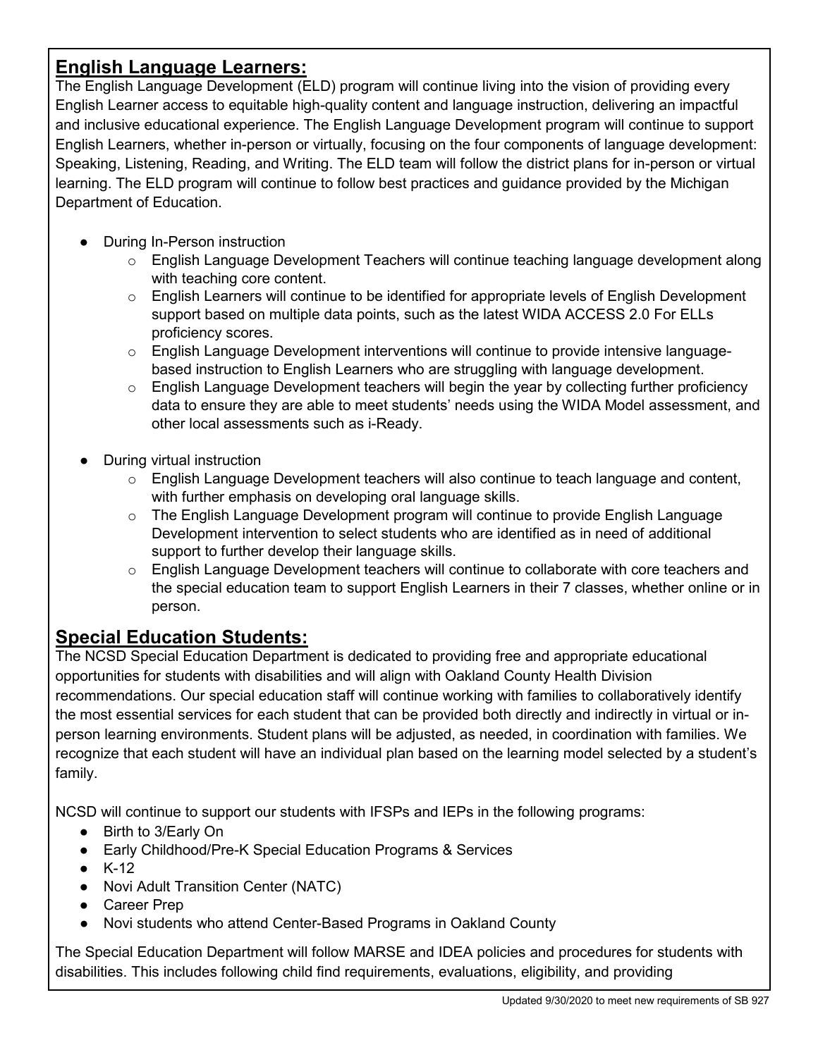## **English Language Learners:**

The English Language Development (ELD) program will continue living into the vision of providing every English Learner access to equitable high-quality content and language instruction, delivering an impactful and inclusive educational experience. The English Language Development program will continue to support English Learners, whether in-person or virtually, focusing on the four components of language development: Speaking, Listening, Reading, and Writing. The ELD team will follow the district plans for in-person or virtual learning. The ELD program will continue to follow best practices and guidance provided by the Michigan Department of Education.

- During In-Person instruction
    - English Language Development Teachers will continue teaching language development along with teaching core content.
    - English Learners will continue to be identified for appropriate levels of English Development support based on multiple data points, such as the latest WIDA ACCESS 2.0 For ELLs proficiency scores.
    - English Language Development interventions will continue to provide intensive language-based instruction to English Learners who are struggling with language development.
    - English Language Development teachers will begin the year by collecting further proficiency data to ensure they are able to meet students' needs using the WIDA Model assessment, and other local assessments such as i-Ready.
- During virtual instruction
    - English Language Development teachers will also continue to teach language and content, with further emphasis on developing oral language skills.
    - The English Language Development program will continue to provide English Language Development intervention to select students who are identified as in need of additional support to further develop their language skills.
    - English Language Development teachers will continue to collaborate with core teachers and the special education team to support English Learners in their 7 classes, whether online or in person.

## **Special Education Students:**

The NCSD Special Education Department is dedicated to providing free and appropriate educational opportunities for students with disabilities and will align with Oakland County Health Division recommendations. Our special education staff will continue working with families to collaboratively identify the most essential services for each student that can be provided both directly and indirectly in virtual or in-person learning environments. Student plans will be adjusted, as needed, in coordination with families. We recognize that each student will have an individual plan based on the learning model selected by a student's family.

NCSD will continue to support our students with IFSPs and IEPs in the following programs:

- Birth to 3/Early On
- Early Childhood/Pre-K Special Education Programs & Services
- K-12
- Novi Adult Transition Center (NATC)
- Career Prep
- Novi students who attend Center-Based Programs in Oakland County

The Special Education Department will follow MARSE and IDEA policies and procedures for students with disabilities. This includes following child find requirements, evaluations, eligibility, and providing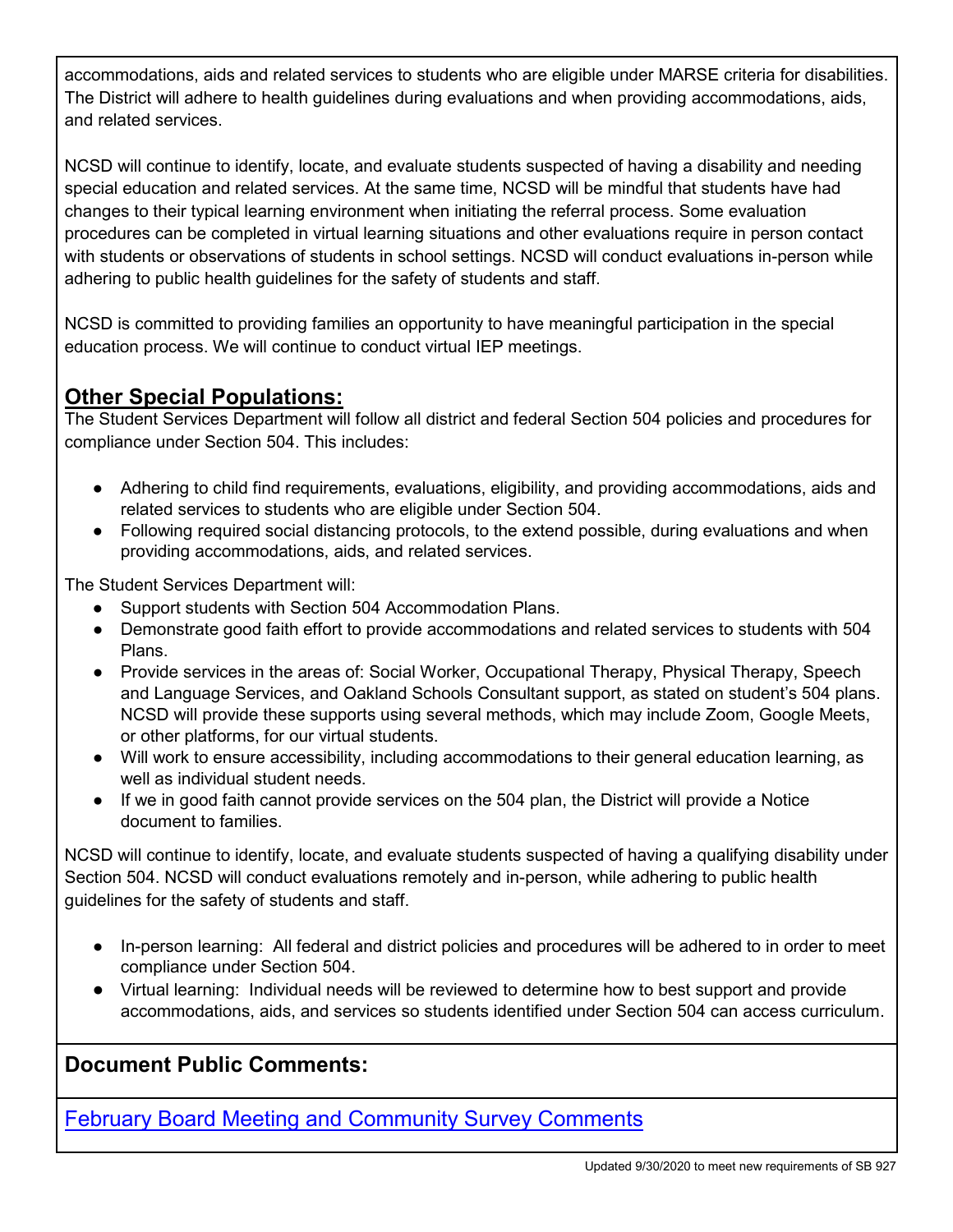accommodations, aids and related services to students who are eligible under MARSE criteria for disabilities. The District will adhere to health guidelines during evaluations and when providing accommodations, aids, and related services.

NCSD will continue to identify, locate, and evaluate students suspected of having a disability and needing special education and related services. At the same time, NCSD will be mindful that students have had changes to their typical learning environment when initiating the referral process. Some evaluation procedures can be completed in virtual learning situations and other evaluations require in person contact with students or observations of students in school settings. NCSD will conduct evaluations in-person while adhering to public health guidelines for the safety of students and staff.

NCSD is committed to providing families an opportunity to have meaningful participation in the special education process. We will continue to conduct virtual IEP meetings.

## Other Special Populations:

The Student Services Department will follow all district and federal Section 504 policies and procedures for compliance under Section 504. This includes:

- Adhering to child find requirements, evaluations, eligibility, and providing accommodations, aids and related services to students who are eligible under Section 504.
- Following required social distancing protocols, to the extend possible, during evaluations and when providing accommodations, aids, and related services.

The Student Services Department will:

- Support students with Section 504 Accommodation Plans.
- Demonstrate good faith effort to provide accommodations and related services to students with 504 Plans.
- Provide services in the areas of: Social Worker, Occupational Therapy, Physical Therapy, Speech and Language Services, and Oakland Schools Consultant support, as stated on student's 504 plans. NCSD will provide these supports using several methods, which may include Zoom, Google Meets, or other platforms, for our virtual students.
- Will work to ensure accessibility, including accommodations to their general education learning, as well as individual student needs.
- If we in good faith cannot provide services on the 504 plan, the District will provide a Notice document to families.

NCSD will continue to identify, locate, and evaluate students suspected of having a qualifying disability under Section 504. NCSD will conduct evaluations remotely and in-person, while adhering to public health guidelines for the safety of students and staff.

- In-person learning: All federal and district policies and procedures will be adhered to in order to meet compliance under Section 504.
- Virtual learning: Individual needs will be reviewed to determine how to best support and provide accommodations, aids, and services so students identified under Section 504 can access curriculum.

## Document Public Comments:

February Board Meeting and Community Survey Comments

Updated 9/30/2020 to meet new requirements of SB 927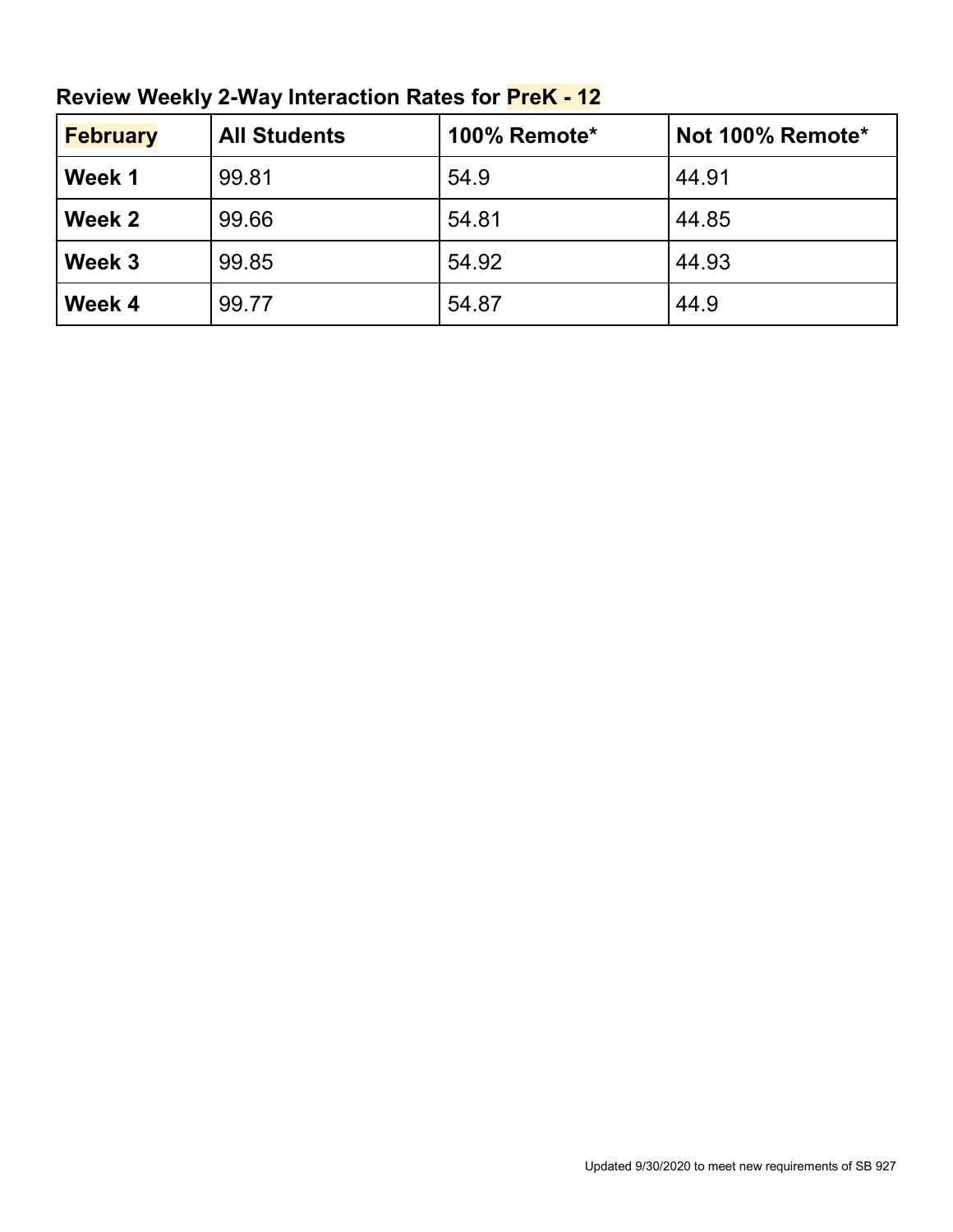**Review Weekly 2-Way Interaction Rates for PreK - 12**

| February | All Students | 100% Remote* | Not 100% Remote* |
|---|---|---|---|
| Week 1 | 99.81 | 54.9 | 44.91 |
| Week 2 | 99.66 | 54.81 | 44.85 |
| Week 3 | 99.85 | 54.92 | 44.93 |
| Week 4 | 99.77 | 54.87 | 44.9 |

Updated 9/30/2020 to meet new requirements of SB 927